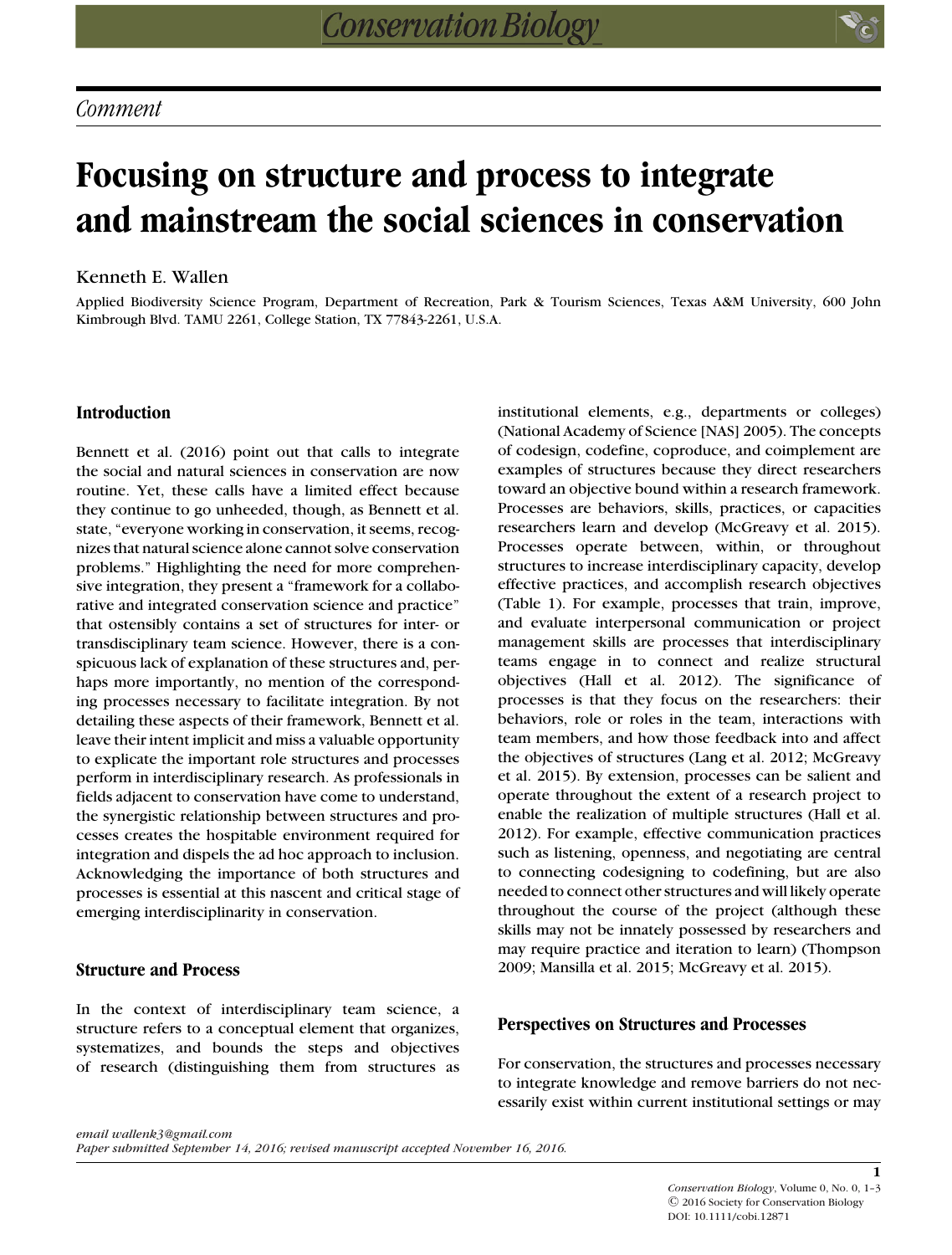*Comment*

# Focusing on structure and process to integrate and mainstream the social sciences in conservation

Kenneth E. Wallen

Applied Biodiversity Science Program, Department of Recreation, Park & Tourism Sciences, Texas A&M University, 600 John Kimbrough Blvd. TAMU 2261, College Station, TX 77843-2261, U.S.A.

## Introduction

Bennett et al. (2016) point out that calls to integrate the social and natural sciences in conservation are now routine. Yet, these calls have a limited effect because they continue to go unheeded, though, as Bennett et al. state, "everyone working in conservation, it seems, recognizes that natural science alone cannot solve conservation problems." Highlighting the need for more comprehensive integration, they present a "framework for a collaborative and integrated conservation science and practice" that ostensibly contains a set of structures for inter- or transdisciplinary team science. However, there is a conspicuous lack of explanation of these structures and, perhaps more importantly, no mention of the corresponding processes necessary to facilitate integration. By not detailing these aspects of their framework, Bennett et al. leave their intent implicit and miss a valuable opportunity to explicate the important role structures and processes perform in interdisciplinary research. As professionals in fields adjacent to conservation have come to understand, the synergistic relationship between structures and processes creates the hospitable environment required for integration and dispels the ad hoc approach to inclusion. Acknowledging the importance of both structures and processes is essential at this nascent and critical stage of emerging interdisciplinarity in conservation.

## Structure and Process

In the context of interdisciplinary team science, a structure refers to a conceptual element that organizes, systematizes, and bounds the steps and objectives of research (distinguishing them from structures as institutional elements, e.g., departments or colleges) (National Academy of Science [NAS] 2005). The concepts of codesign, codefine, coproduce, and coimplement are examples of structures because they direct researchers toward an objective bound within a research framework. Processes are behaviors, skills, practices, or capacities researchers learn and develop (McGreavy et al. 2015). Processes operate between, within, or throughout structures to increase interdisciplinary capacity, develop effective practices, and accomplish research objectives (Table 1). For example, processes that train, improve, and evaluate interpersonal communication or project management skills are processes that interdisciplinary teams engage in to connect and realize structural objectives (Hall et al. 2012). The significance of processes is that they focus on the researchers: their behaviors, role or roles in the team, interactions with team members, and how those feedback into and affect the objectives of structures (Lang et al. 2012; McGreavy et al. 2015). By extension, processes can be salient and operate throughout the extent of a research project to enable the realization of multiple structures (Hall et al. 2012). For example, effective communication practices such as listening, openness, and negotiating are central to connecting codesigning to codefining, but are also needed to connect other structures and will likely operate throughout the course of the project (although these skills may not be innately possessed by researchers and may require practice and iteration to learn) (Thompson 2009; Mansilla et al. 2015; McGreavy et al. 2015).

## Perspectives on Structures and Processes

For conservation, the structures and processes necessary to integrate knowledge and remove barriers do not necessarily exist within current institutional settings or may

*email wallenk3@gmail.com*
*Paper submitted September 14, 2016; revised manuscript accepted November 16, 2016.*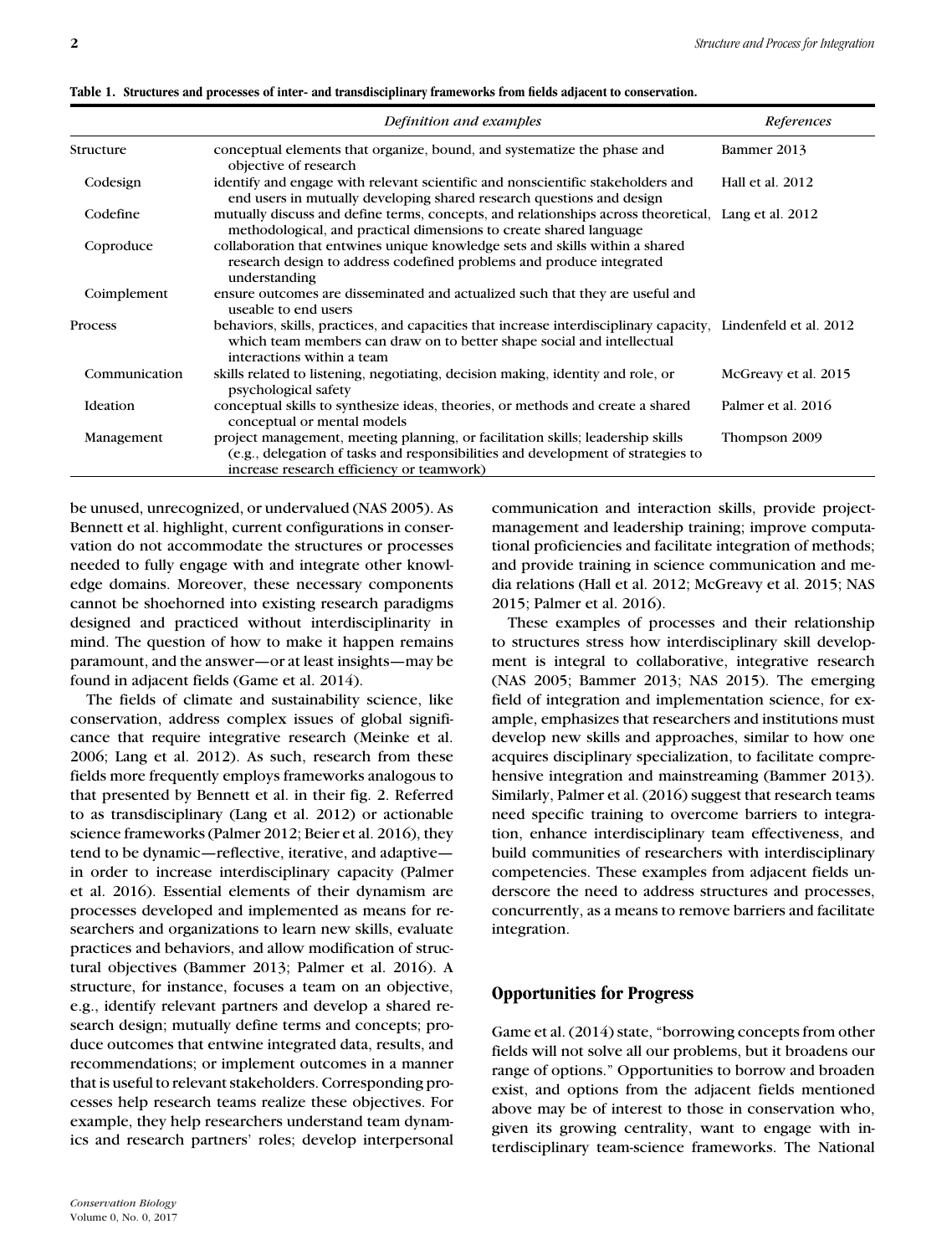**Table 1. Structures and processes of inter- and transdisciplinary frameworks from fields adjacent to conservation.**

| | *Definition and examples* | *References* |
|---|---|---|
| Structure | conceptual elements that organize, bound, and systematize the phase and objective of research | Bammer 2013 |
| Codesign | identify and engage with relevant scientific and nonscientific stakeholders and end users in mutually developing shared research questions and design | Hall et al. 2012 |
| Codefine | mutually discuss and define terms, concepts, and relationships across theoretical, methodological, and practical dimensions to create shared language | Lang et al. 2012 |
| Coproduce | collaboration that entwines unique knowledge sets and skills within a shared research design to address codefined problems and produce integrated understanding | |
| Coimplement | ensure outcomes are disseminated and actualized such that they are useful and useable to end users | |
| Process | behaviors, skills, practices, and capacities that increase interdisciplinary capacity, which team members can draw on to better shape social and intellectual interactions within a team | Lindenfeld et al. 2012 |
| Communication | skills related to listening, negotiating, decision making, identity and role, or psychological safety | McGreavy et al. 2015 |
| Ideation | conceptual skills to synthesize ideas, theories, or methods and create a shared conceptual or mental models | Palmer et al. 2016 |
| Management | project management, meeting planning, or facilitation skills; leadership skills (e.g., delegation of tasks and responsibilities and development of strategies to increase research efficiency or teamwork) | Thompson 2009 |

be unused, unrecognized, or undervalued (NAS 2005). As Bennett et al. highlight, current configurations in conservation do not accommodate the structures or processes needed to fully engage with and integrate other knowledge domains. Moreover, these necessary components cannot be shoehorned into existing research paradigms designed and practiced without interdisciplinarity in mind. The question of how to make it happen remains paramount, and the answer—or at least insights—may be found in adjacent fields (Game et al. 2014).

The fields of climate and sustainability science, like conservation, address complex issues of global significance that require integrative research (Meinke et al. 2006; Lang et al. 2012). As such, research from these fields more frequently employs frameworks analogous to that presented by Bennett et al. in their fig. 2. Referred to as transdisciplinary (Lang et al. 2012) or actionable science frameworks (Palmer 2012; Beier et al. 2016), they tend to be dynamic—reflective, iterative, and adaptive—in order to increase interdisciplinary capacity (Palmer et al. 2016). Essential elements of their dynamism are processes developed and implemented as means for researchers and organizations to learn new skills, evaluate practices and behaviors, and allow modification of structural objectives (Bammer 2013; Palmer et al. 2016). A structure, for instance, focuses a team on an objective, e.g., identify relevant partners and develop a shared research design; mutually define terms and concepts; produce outcomes that entwine integrated data, results, and recommendations; or implement outcomes in a manner that is useful to relevant stakeholders. Corresponding processes help research teams realize these objectives. For example, they help researchers understand team dynamics and research partners' roles; develop interpersonal communication and interaction skills, provide project-management and leadership training; improve computational proficiencies and facilitate integration of methods; and provide training in science communication and media relations (Hall et al. 2012; McGreavy et al. 2015; NAS 2015; Palmer et al. 2016).

These examples of processes and their relationship to structures stress how interdisciplinary skill development is integral to collaborative, integrative research (NAS 2005; Bammer 2013; NAS 2015). The emerging field of integration and implementation science, for example, emphasizes that researchers and institutions must develop new skills and approaches, similar to how one acquires disciplinary specialization, to facilitate comprehensive integration and mainstreaming (Bammer 2013). Similarly, Palmer et al. (2016) suggest that research teams need specific training to overcome barriers to integration, enhance interdisciplinary team effectiveness, and build communities of researchers with interdisciplinary competencies. These examples from adjacent fields underscore the need to address structures and processes, concurrently, as a means to remove barriers and facilitate integration.

## Opportunities for Progress

Game et al. (2014) state, "borrowing concepts from other fields will not solve all our problems, but it broadens our range of options." Opportunities to borrow and broaden exist, and options from the adjacent fields mentioned above may be of interest to those in conservation who, given its growing centrality, want to engage with interdisciplinary team-science frameworks. The National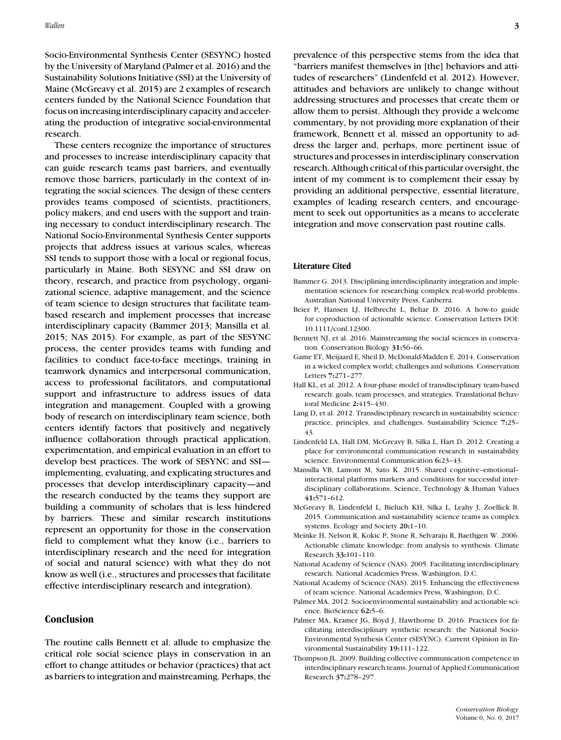Socio-Environmental Synthesis Center (SESYNC) hosted by the University of Maryland (Palmer et al. 2016) and the Sustainability Solutions Initiative (SSI) at the University of Maine (McGreavy et al. 2015) are 2 examples of research centers funded by the National Science Foundation that focus on increasing interdisciplinary capacity and accelerating the production of integrative social-environmental research.

These centers recognize the importance of structures and processes to increase interdisciplinary capacity that can guide research teams past barriers, and eventually remove those barriers, particularly in the context of integrating the social sciences. The design of these centers provides teams composed of scientists, practitioners, policy makers, and end users with the support and training necessary to conduct interdisciplinary research. The National Socio-Environmental Synthesis Center supports projects that address issues at various scales, whereas SSI tends to support those with a local or regional focus, particularly in Maine. Both SESYNC and SSI draw on theory, research, and practice from psychology, organizational science, adaptive management, and the science of team science to design structures that facilitate team-based research and implement processes that increase interdisciplinary capacity (Bammer 2013; Mansilla et al. 2015; NAS 2015). For example, as part of the SESYNC process, the center provides teams with funding and facilities to conduct face-to-face meetings, training in teamwork dynamics and interpersonal communication, access to professional facilitators, and computational support and infrastructure to address issues of data integration and management. Coupled with a growing body of research on interdisciplinary team science, both centers identify factors that positively and negatively influence collaboration through practical application, experimentation, and empirical evaluation in an effort to develop best practices. The work of SESYNC and SSI—implementing, evaluating, and explicating structures and processes that develop interdisciplinary capacity—and the research conducted by the teams they support are building a community of scholars that is less hindered by barriers. These and similar research institutions represent an opportunity for those in the conservation field to complement what they know (i.e., barriers to interdisciplinary research and the need for integration of social and natural science) with what they do not know as well (i.e., structures and processes that facilitate effective interdisciplinary research and integration).

## Conclusion

The routine calls Bennett et al. allude to emphasize the critical role social science plays in conservation in an effort to change attitudes or behavior (practices) that act as barriers to integration and mainstreaming. Perhaps, the prevalence of this perspective stems from the idea that "barriers manifest themselves in [the] behaviors and attitudes of researchers" (Lindenfeld et al. 2012). However, attitudes and behaviors are unlikely to change without addressing structures and processes that create them or allow them to persist. Although they provide a welcome commentary, by not providing more explanation of their framework, Bennett et al. missed an opportunity to address the larger and, perhaps, more pertinent issue of structures and processes in interdisciplinary conservation research. Although critical of this particular oversight, the intent of my comment is to complement their essay by providing an additional perspective, essential literature, examples of leading research centers, and encouragement to seek out opportunities as a means to accelerate integration and move conservation past routine calls.

### Literature Cited

Bammer G. 2013. Disciplining interdisciplinarity integration and implementation sciences for researching complex real-world problems. Australian National University Press, Canberra.

Beier P, Hansen LJ, Helbrecht L, Behar D. 2016. A how-to guide for coproduction of actionable science. Conservation Letters DOI: 10.1111/conl.12300.

Bennett NJ, et al. 2016. Mainstreaming the social sciences in conservation. Conservation Biology **31:**56–66.

Game ET, Meijaard E, Sheil D, McDonald-Madden E. 2014. Conservation in a wicked complex world; challenges and solutions. Conservation Letters **7:**271–277.

Hall KL, et al. 2012. A four-phase model of transdisciplinary team-based research: goals, team processes, and strategies. Translational Behavioral Medicine **2:**415–430.

Lang D, et al. 2012. Transdisciplinary research in sustainability science: practice, principles, and challenges. Sustainability Science **7:**25–43.

Lindenfeld LA, Hall DM, McGreavy B, Silka L, Hart D. 2012. Creating a place for environmental communication research in sustainability science. Environmental Communication **6:**23–43.

Mansilla VB, Lamont M, Sato K. 2015. Shared cognitive–emotional–interactional platforms markers and conditions for successful interdisciplinary collaborations. Science, Technology & Human Values **41:**571–612.

McGreavy B, Lindenfeld L, Bieluch KH, Silka L, Leahy J, Zoellick B. 2015. Communication and sustainability science teams as complex systems. Ecology and Society **20:**1–10.

Meinke H, Nelson R, Kokic P, Stone R, Selvaraju R, Baethgen W. 2006. Actionable climate knowledge: from analysis to synthesis. Climate Research **33:**101–110.

National Academy of Science (NAS). 2005. Facilitating interdisciplinary research. National Academies Press, Washington, D.C.

National Academy of Science (NAS). 2015. Enhancing the effectiveness of team science. National Academies Press, Washington, D.C.

Palmer MA. 2012. Socioenvironmental sustainability and actionable science. BioScience **62:**5–6.

Palmer MA, Kramer JG, Boyd J, Hawthorne D. 2016. Practices for facilitating interdisciplinary synthetic research: the National Socio-Environmental Synthesis Center (SESYNC). Current Opinion in Environmental Sustainability **19:**111–122.

Thompson JL. 2009. Building collective communication competence in interdisciplinary research teams. Journal of Applied Communication Research **37:**278–297.